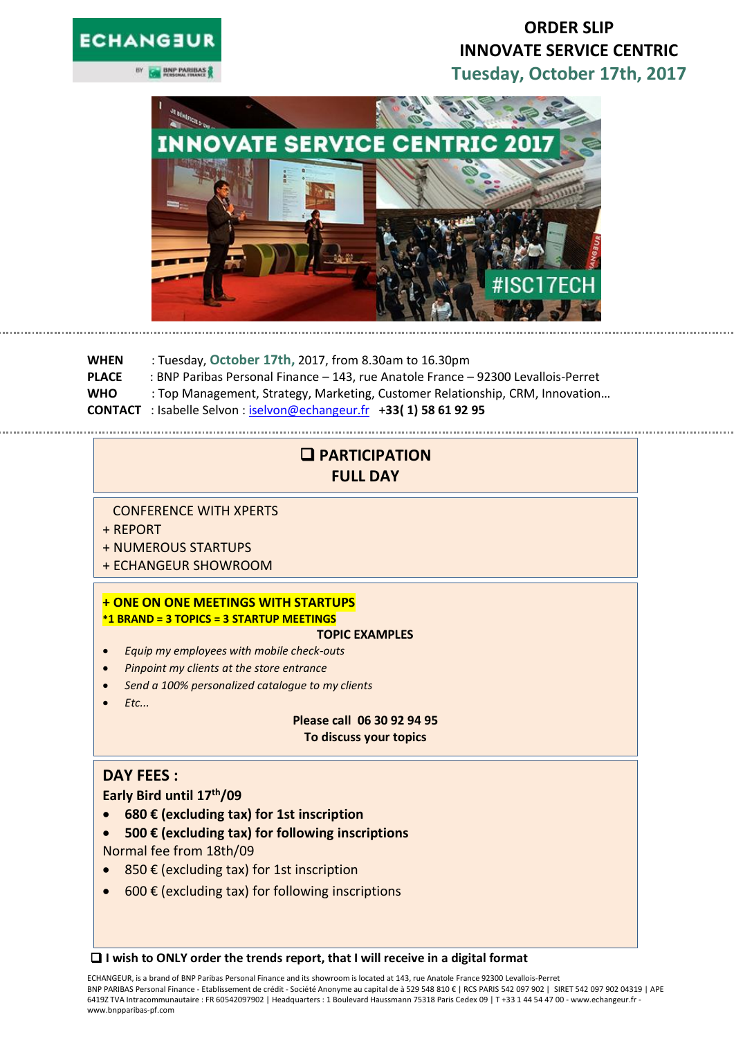# ORDER SLIP
## INNOVATE SERVICE CENTRIC
## Tuesday, October 17th, 2017

**WHEN** : Tuesday, **October 17th,** 2017, from 8.30am to 16.30pm
**PLACE** : BNP Paribas Personal Finance – 143, rue Anatole France – 92300 Levallois-Perret
**WHO** : Top Management, Strategy, Marketing, Customer Relationship, CRM, Innovation…
**CONTACT** : Isabelle Selvon : iselvon@echangeur.fr **+33( 1) 58 61 92 95**

## ❑ PARTICIPATION FULL DAY

CONFERENCE WITH XPERTS
+ REPORT
+ NUMEROUS STARTUPS
+ ECHANGEUR SHOWROOM

**+ ONE ON ONE MEETINGS WITH STARTUPS**
***1 BRAND = 3 TOPICS = 3 STARTUP MEETINGS**

**TOPIC EXAMPLES**

- *Equip my employees with mobile check-outs*
- *Pinpoint my clients at the store entrance*
- *Send a 100% personalized catalogue to my clients*
- *Etc...*

**Please call 06 30 92 94 95**
**To discuss your topics**

### DAY FEES :

**Early Bird until 17th/09**

- **680 € (excluding tax) for 1st inscription**
- **500 € (excluding tax) for following inscriptions**

Normal fee from 18th/09

- 850 € (excluding tax) for 1st inscription
- 600 € (excluding tax) for following inscriptions

**❑ I wish to ONLY order the trends report, that I will receive in a digital format**

ECHANGEUR, is a brand of BNP Paribas Personal Finance and its showroom is located at 143, rue Anatole France 92300 Levallois-Perret
BNP PARIBAS Personal Finance - Etablissement de crédit - Société Anonyme au capital de à 529 548 810 € | RCS PARIS 542 097 902 | SIRET 542 097 902 04319 | APE 6419Z TVA Intracommunautaire : FR 60542097902 | Headquarters : 1 Boulevard Haussmann 75318 Paris Cedex 09 | T +33 1 44 54 47 00 - www.echangeur.fr - www.bnpparibas-pf.com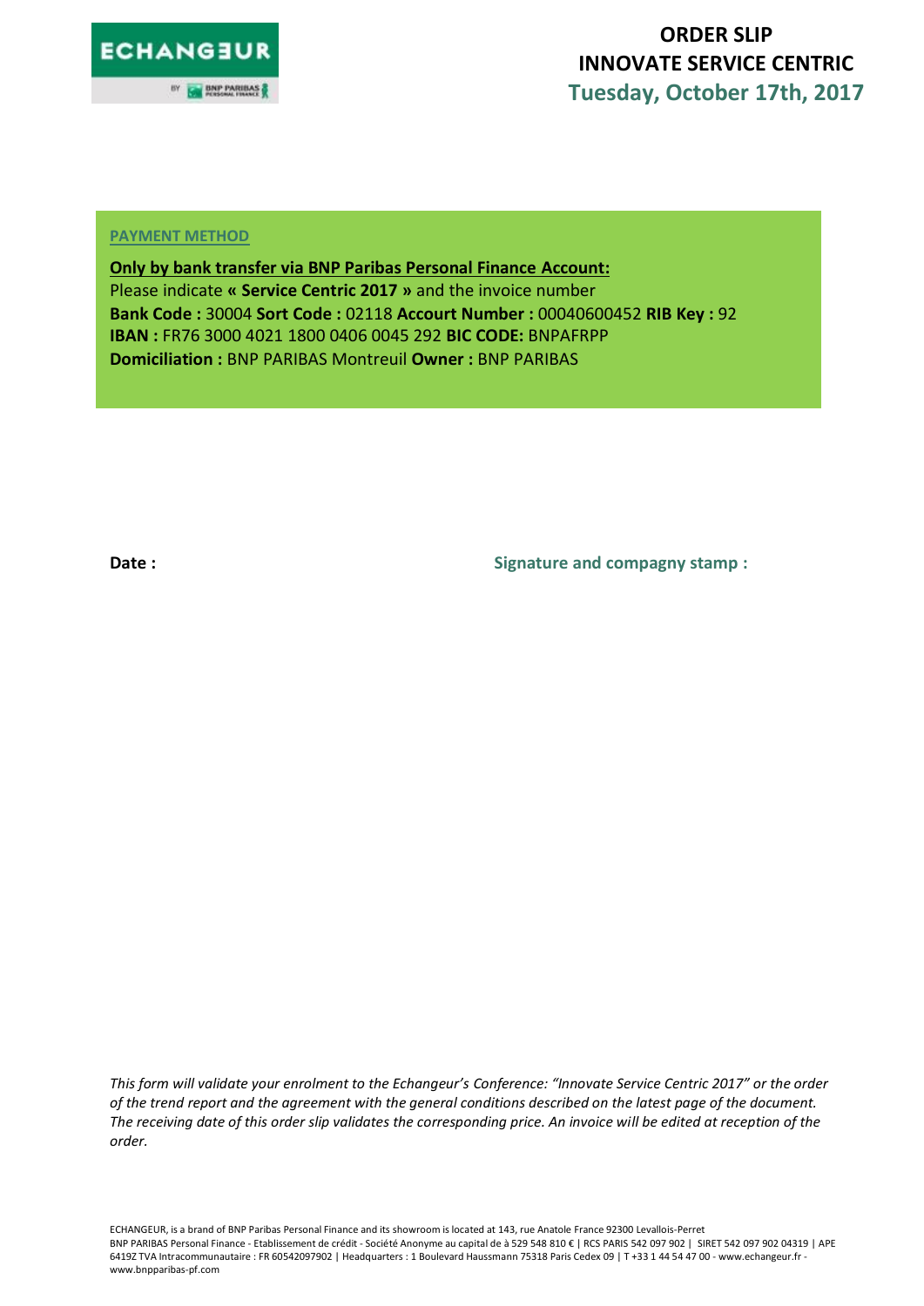# ORDER SLIP
# INNOVATE SERVICE CENTRIC
## Tuesday, October 17th, 2017

**PAYMENT METHOD**

**Only by bank transfer via BNP Paribas Personal Finance Account:**
Please indicate **« Service Centric 2017 »** and the invoice number
**Bank Code :** 30004 **Sort Code :** 02118 **Accourt Number :** 00040600452 **RIB Key :** 92
**IBAN :** FR76 3000 4021 1800 0406 0045 292 **BIC CODE:** BNPAFRPP
**Domiciliation :** BNP PARIBAS Montreuil **Owner :** BNP PARIBAS

**Date :**

**Signature and compagny stamp :**

*This form will validate your enrolment to the Echangeur's Conference: "Innovate Service Centric 2017" or the order of the trend report and the agreement with the general conditions described on the latest page of the document. The receiving date of this order slip validates the corresponding price. An invoice will be edited at reception of the order.*

ECHANGEUR, is a brand of BNP Paribas Personal Finance and its showroom is located at 143, rue Anatole France 92300 Levallois-Perret
BNP PARIBAS Personal Finance - Etablissement de crédit - Société Anonyme au capital de à 529 548 810 € | RCS PARIS 542 097 902 | SIRET 542 097 902 04319 | APE 6419Z TVA Intracommunautaire : FR 60542097902 | Headquarters : 1 Boulevard Haussmann 75318 Paris Cedex 09 | T +33 1 44 54 47 00 - www.echangeur.fr - www.bnpparibas-pf.com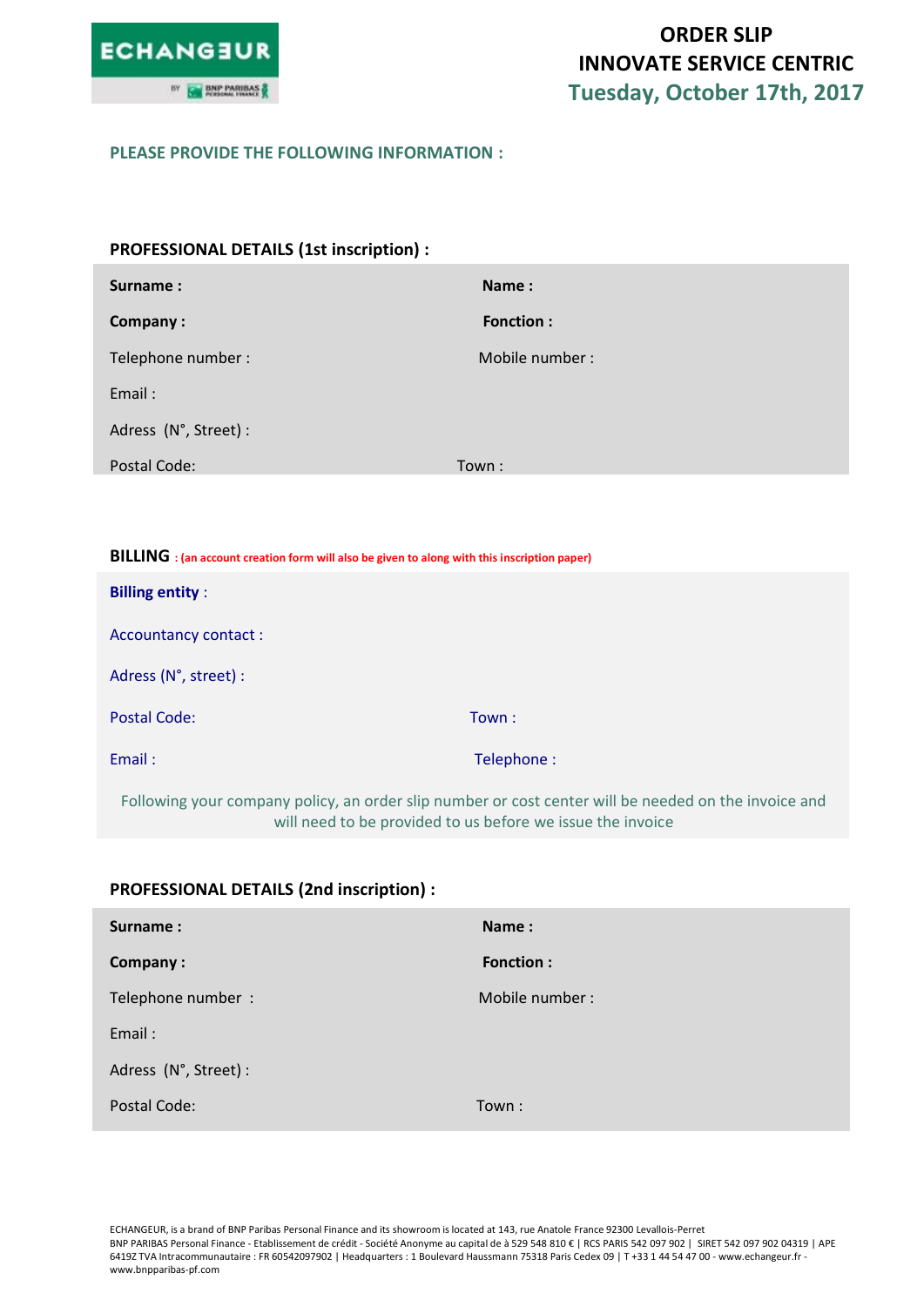ECHANGEUR BY BNP PARIBAS PERSONAL FINANCE

# ORDER SLIP
# INNOVATE SERVICE CENTRIC
## Tuesday, October 17th, 2017

**PLEASE PROVIDE THE FOLLOWING INFORMATION :**

### PROFESSIONAL DETAILS (1st inscription) :

| | |
|---|---|
| **Surname :** | **Name :** |
| **Company :** | **Fonction :** |
| Telephone number : | Mobile number : |
| Email : | |
| Adress (N°, Street) : | |
| Postal Code: | Town : |

### BILLING : (an account creation form will also be given to along with this inscription paper)

| | |
|---|---|
| **Billing entity** : | |
| Accountancy contact : | |
| Adress (N°, street) : | |
| Postal Code: | Town : |
| Email : | Telephone : |

Following your company policy, an order slip number or cost center will be needed on the invoice and will need to be provided to us before we issue the invoice

### PROFESSIONAL DETAILS (2nd inscription) :

| | |
|---|---|
| **Surname :** | **Name :** |
| **Company :** | **Fonction :** |
| Telephone number : | Mobile number : |
| Email : | |
| Adress (N°, Street) : | |
| Postal Code: | Town : |

ECHANGEUR, is a brand of BNP Paribas Personal Finance and its showroom is located at 143, rue Anatole France 92300 Levallois-Perret
BNP PARIBAS Personal Finance - Etablissement de crédit - Société Anonyme au capital de à 529 548 810 € | RCS PARIS 542 097 902 | SIRET 542 097 902 04319 | APE 6419Z TVA Intracommunautaire : FR 60542097902 | Headquarters : 1 Boulevard Haussmann 75318 Paris Cedex 09 | T +33 1 44 54 47 00 - www.echangeur.fr - www.bnpparibas-pf.com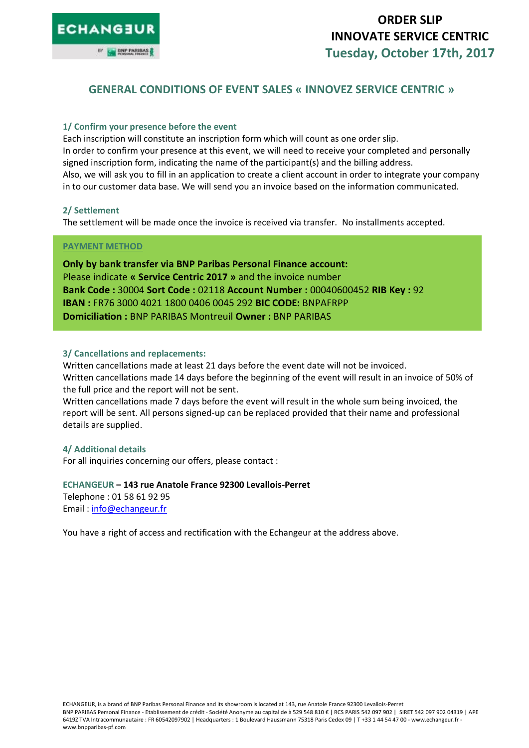**ECHANGEUR** BY BNP PARIBAS PERSONAL FINANCE

**ORDER SLIP**
**INNOVATE SERVICE CENTRIC**
**Tuesday, October 17th, 2017**

## GENERAL CONDITIONS OF EVENT SALES « INNOVEZ SERVICE CENTRIC »

### 1/ Confirm your presence before the event

Each inscription will constitute an inscription form which will count as one order slip.
In order to confirm your presence at this event, we will need to receive your completed and personally signed inscription form, indicating the name of the participant(s) and the billing address.
Also, we will ask you to fill in an application to create a client account in order to integrate your company in to our customer data base. We will send you an invoice based on the information communicated.

### 2/ Settlement

The settlement will be made once the invoice is received via transfer. No installments accepted.

**PAYMENT METHOD**

**Only by bank transfer via BNP Paribas Personal Finance account:**
Please indicate **« Service Centric 2017 »** and the invoice number
**Bank Code :** 30004 **Sort Code :** 02118 **Account Number :** 00040600452 **RIB Key :** 92
**IBAN :** FR76 3000 4021 1800 0406 0045 292 **BIC CODE:** BNPAFRPP
**Domiciliation :** BNP PARIBAS Montreuil **Owner :** BNP PARIBAS

### 3/ Cancellations and replacements:

Written cancellations made at least 21 days before the event date will not be invoiced.
Written cancellations made 14 days before the beginning of the event will result in an invoice of 50% of the full price and the report will not be sent.
Written cancellations made 7 days before the event will result in the whole sum being invoiced, the report will be sent. All persons signed-up can be replaced provided that their name and professional details are supplied.

### 4/ Additional details

For all inquiries concerning our offers, please contact :

ECHANGEUR **– 143 rue Anatole France 92300 Levallois-Perret**
Telephone : 01 58 61 92 95
Email : info@echangeur.fr

You have a right of access and rectification with the Echangeur at the address above.

ECHANGEUR, is a brand of BNP Paribas Personal Finance and its showroom is located at 143, rue Anatole France 92300 Levallois-Perret
BNP PARIBAS Personal Finance - Etablissement de crédit - Société Anonyme au capital de à 529 548 810 € | RCS PARIS 542 097 902 | SIRET 542 097 902 04319 | APE 6419Z TVA Intracommunautaire : FR 60542097902 | Headquarters : 1 Boulevard Haussmann 75318 Paris Cedex 09 | T +33 1 44 54 47 00 - www.echangeur.fr - www.bnpparibas-pf.com